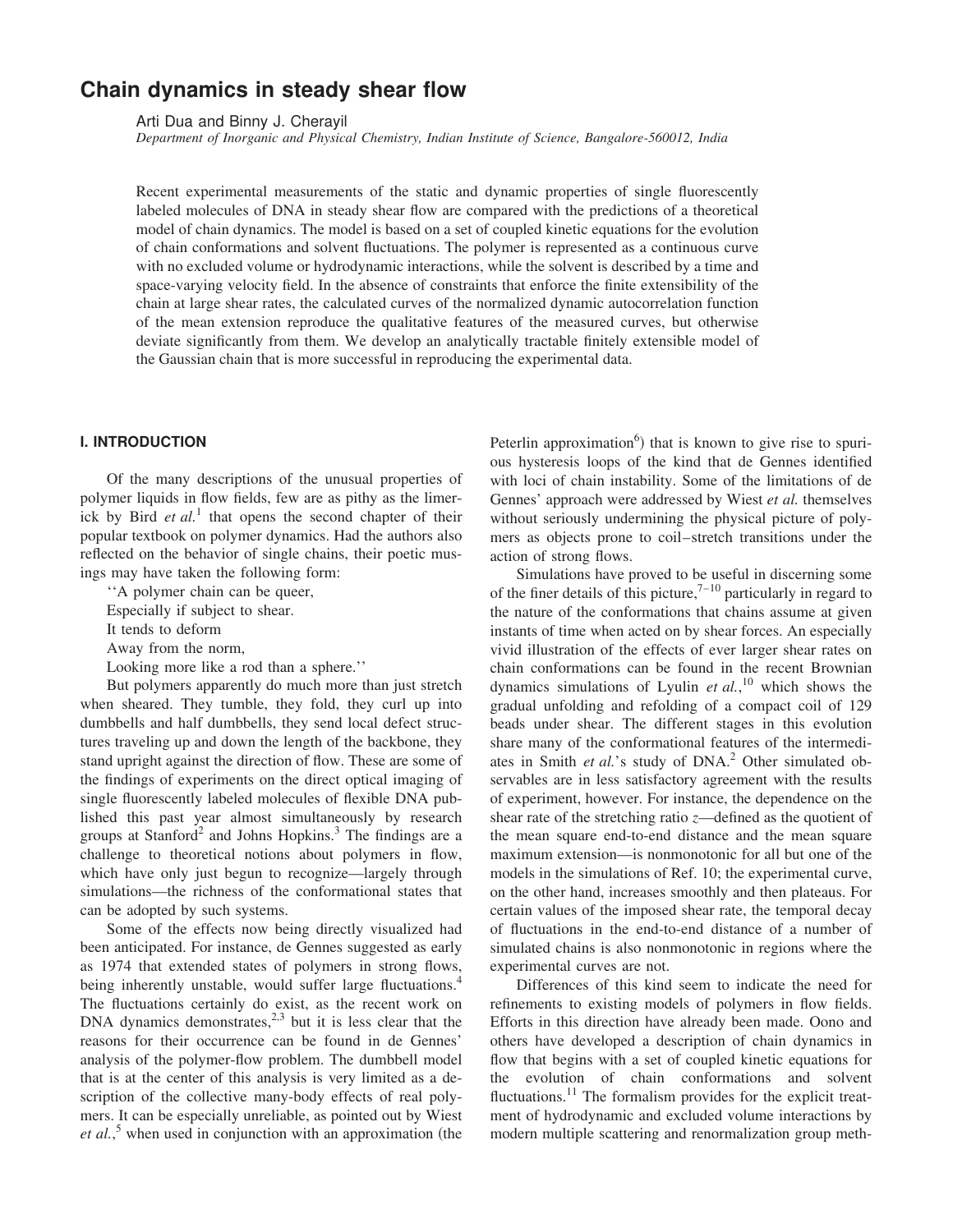# Chain dynamics in steady shear flow

Arti Dua and Binny J. Cherayil

*Department of Inorganic and Physical Chemistry, Indian Institute of Science, Bangalore-560012, India*

Recent experimental measurements of the static and dynamic properties of single fluorescently labeled molecules of DNA in steady shear flow are compared with the predictions of a theoretical model of chain dynamics. The model is based on a set of coupled kinetic equations for the evolution of chain conformations and solvent fluctuations. The polymer is represented as a continuous curve with no excluded volume or hydrodynamic interactions, while the solvent is described by a time and space-varying velocity field. In the absence of constraints that enforce the finite extensibility of the chain at large shear rates, the calculated curves of the normalized dynamic autocorrelation function of the mean extension reproduce the qualitative features of the measured curves, but otherwise deviate significantly from them. We develop an analytically tractable finitely extensible model of the Gaussian chain that is more successful in reproducing the experimental data.

## I. INTRODUCTION

Of the many descriptions of the unusual properties of polymer liquids in flow fields, few are as pithy as the limerick by Bird *et al.*[1] that opens the second chapter of their popular textbook on polymer dynamics. Had the authors also reflected on the behavior of single chains, their poetic musings may have taken the following form:

''A polymer chain can be queer,  
Especially if subject to shear.  
It tends to deform  
Away from the norm,  
Looking more like a rod than a sphere.''

But polymers apparently do much more than just stretch when sheared. They tumble, they fold, they curl up into dumbbells and half dumbbells, they send local defect structures traveling up and down the length of the backbone, they stand upright against the direction of flow. These are some of the findings of experiments on the direct optical imaging of single fluorescently labeled molecules of flexible DNA published this past year almost simultaneously by research groups at Stanford[2] and Johns Hopkins.[3] The findings are a challenge to theoretical notions about polymers in flow, which have only just begun to recognize—largely through simulations—the richness of the conformational states that can be adopted by such systems.

Some of the effects now being directly visualized had been anticipated. For instance, de Gennes suggested as early as 1974 that extended states of polymers in strong flows, being inherently unstable, would suffer large fluctuations.[4] The fluctuations certainly do exist, as the recent work on DNA dynamics demonstrates,[2,3] but it is less clear that the reasons for their occurrence can be found in de Gennes' analysis of the polymer-flow problem. The dumbbell model that is at the center of this analysis is very limited as a description of the collective many-body effects of real polymers. It can be especially unreliable, as pointed out by Wiest *et al.*,[5] when used in conjunction with an approximation (the Peterlin approximation[6]) that is known to give rise to spurious hysteresis loops of the kind that de Gennes identified with loci of chain instability. Some of the limitations of de Gennes' approach were addressed by Wiest *et al.* themselves without seriously undermining the physical picture of polymers as objects prone to coil–stretch transitions under the action of strong flows.

Simulations have proved to be useful in discerning some of the finer details of this picture,[7–10] particularly in regard to the nature of the conformations that chains assume at given instants of time when acted on by shear forces. An especially vivid illustration of the effects of ever larger shear rates on chain conformations can be found in the recent Brownian dynamics simulations of Lyulin *et al.*,[10] which shows the gradual unfolding and refolding of a compact coil of 129 beads under shear. The different stages in this evolution share many of the conformational features of the intermediates in Smith *et al.*'s study of DNA.[2] Other simulated observables are in less satisfactory agreement with the results of experiment, however. For instance, the dependence on the shear rate of the stretching ratio $z$—defined as the quotient of the mean square end-to-end distance and the mean square maximum extension—is nonmonotonic for all but one of the models in the simulations of Ref. 10; the experimental curve, on the other hand, increases smoothly and then plateaus. For certain values of the imposed shear rate, the temporal decay of fluctuations in the end-to-end distance of a number of simulated chains is also nonmonotonic in regions where the experimental curves are not.

Differences of this kind seem to indicate the need for refinements to existing models of polymers in flow fields. Efforts in this direction have already been made. Oono and others have developed a description of chain dynamics in flow that begins with a set of coupled kinetic equations for the evolution of chain conformations and solvent fluctuations.[11] The formalism provides for the explicit treatment of hydrodynamic and excluded volume interactions by modern multiple scattering and renormalization group meth-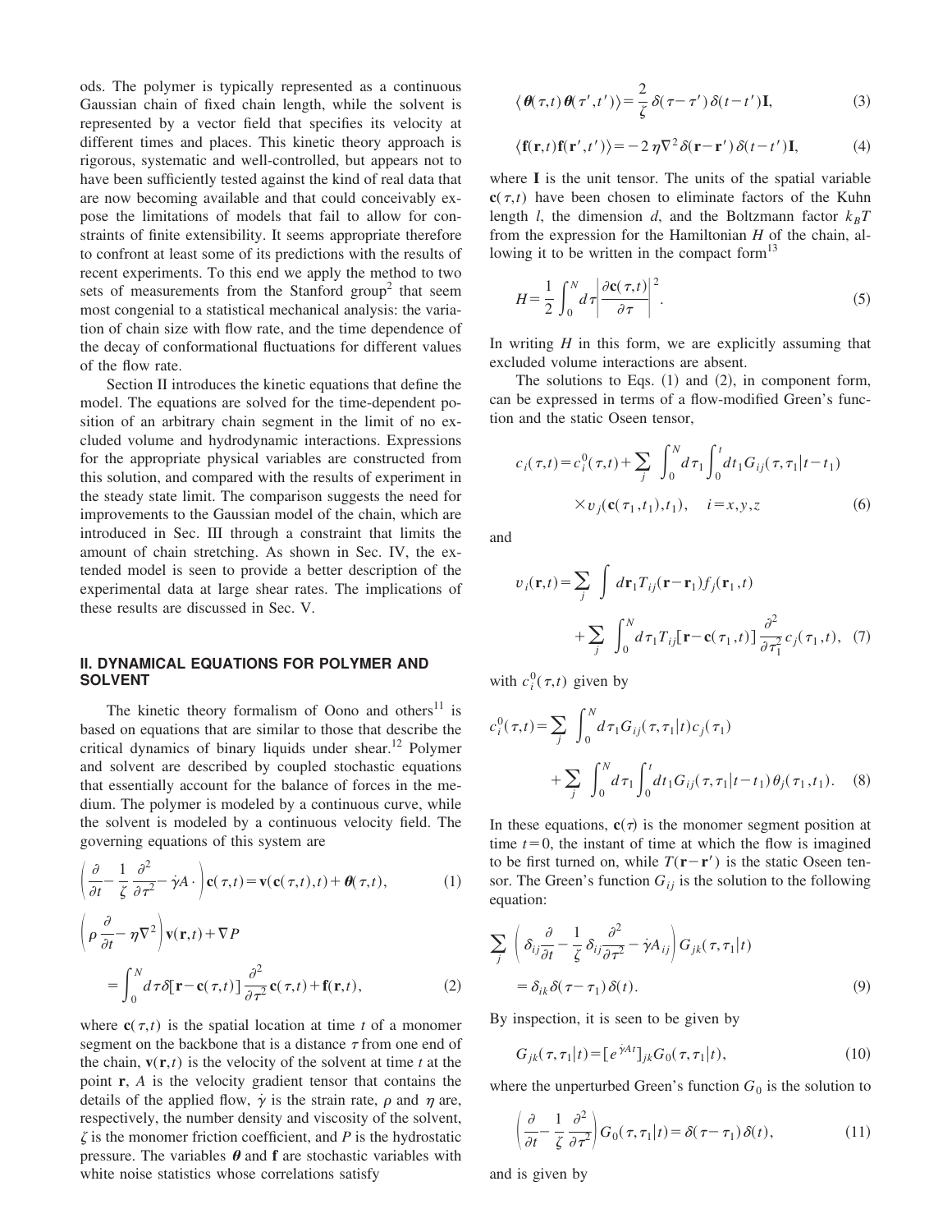ods. The polymer is typically represented as a continuous Gaussian chain of fixed chain length, while the solvent is represented by a vector field that specifies its velocity at different times and places. This kinetic theory approach is rigorous, systematic and well-controlled, but appears not to have been sufficiently tested against the kind of real data that are now becoming available and that could conceivably expose the limitations of models that fail to allow for constraints of finite extensibility. It seems appropriate therefore to confront at least some of its predictions with the results of recent experiments. To this end we apply the method to two sets of measurements from the Stanford group[2] that seem most congenial to a statistical mechanical analysis: the variation of chain size with flow rate, and the time dependence of the decay of conformational fluctuations for different values of the flow rate.

Section II introduces the kinetic equations that define the model. The equations are solved for the time-dependent position of an arbitrary chain segment in the limit of no excluded volume and hydrodynamic interactions. Expressions for the appropriate physical variables are constructed from this solution, and compared with the results of experiment in the steady state limit. The comparison suggests the need for improvements to the Gaussian model of the chain, which are introduced in Sec. III through a constraint that limits the amount of chain stretching. As shown in Sec. IV, the extended model is seen to provide a better description of the experimental data at large shear rates. The implications of these results are discussed in Sec. V.

## II. DYNAMICAL EQUATIONS FOR POLYMER AND SOLVENT

The kinetic theory formalism of Oono and others[11] is based on equations that are similar to those that describe the critical dynamics of binary liquids under shear.[12] Polymer and solvent are described by coupled stochastic equations that essentially account for the balance of forces in the medium. The polymer is modeled by a continuous curve, while the solvent is modeled by a continuous velocity field. The governing equations of this system are

$$\left(\frac{\partial}{\partial t}-\frac{1}{\zeta}\frac{\partial^2}{\partial \tau^2}-\dot{\gamma}A\cdot\right)\mathbf{c}(\tau,t)=\mathbf{v}(\mathbf{c}(\tau,t),t)+\boldsymbol{\theta}(\tau,t), \tag{1}$$

$$\left(\rho\frac{\partial}{\partial t}-\eta\nabla^2\right)\mathbf{v}(\mathbf{r},t)+\nabla P = \int_0^N d\tau\,\delta[\mathbf{r}-\mathbf{c}(\tau,t)]\frac{\partial^2}{\partial \tau^2}\mathbf{c}(\tau,t)+\mathbf{f}(\mathbf{r},t), \tag{2}$$

where $\mathbf{c}(\tau,t)$ is the spatial location at time $t$ of a monomer segment on the backbone that is a distance $\tau$ from one end of the chain, $\mathbf{v}(\mathbf{r},t)$ is the velocity of the solvent at time $t$ at the point $\mathbf{r}$, $A$ is the velocity gradient tensor that contains the details of the applied flow, $\dot{\gamma}$ is the strain rate, $\rho$ and $\eta$ are, respectively, the number density and viscosity of the solvent, $\zeta$ is the monomer friction coefficient, and $P$ is the hydrostatic pressure. The variables $\boldsymbol{\theta}$ and $\mathbf{f}$ are stochastic variables with white noise statistics whose correlations satisfy

$$\langle \boldsymbol{\theta}(\tau,t)\boldsymbol{\theta}(\tau',t')\rangle=\frac{2}{\zeta}\,\delta(\tau-\tau')\,\delta(t-t')\mathbf{I}, \tag{3}$$

$$\langle \mathbf{f}(\mathbf{r},t)\mathbf{f}(\mathbf{r}',t')\rangle=-2\,\eta\nabla^2\delta(\mathbf{r}-\mathbf{r}')\,\delta(t-t')\mathbf{I}, \tag{4}$$

where $\mathbf{I}$ is the unit tensor. The units of the spatial variable $\mathbf{c}(\tau,t)$ have been chosen to eliminate factors of the Kuhn length $l$, the dimension $d$, and the Boltzmann factor $k_BT$ from the expression for the Hamiltonian $H$ of the chain, allowing it to be written in the compact form[13]

$$H=\frac{1}{2}\int_0^N d\tau\left|\frac{\partial \mathbf{c}(\tau,t)}{\partial \tau}\right|^2. \tag{5}$$

In writing $H$ in this form, we are explicitly assuming that excluded volume interactions are absent.

The solutions to Eqs. (1) and (2), in component form, can be expressed in terms of a flow-modified Green's function and the static Oseen tensor,

$$c_i(\tau,t)=c_i^0(\tau,t)+\sum_j\int_0^N d\tau_1\int_0^t dt_1 G_{ij}(\tau,\tau_1|t-t_1)\times v_j(\mathbf{c}(\tau_1,t_1),t_1),\quad i=x,y,z \tag{6}$$

and

$$v_i(\mathbf{r},t)=\sum_j\int d\mathbf{r}_1 T_{ij}(\mathbf{r}-\mathbf{r}_1)f_j(\mathbf{r}_1,t)+\sum_j\int_0^N d\tau_1 T_{ij}[\mathbf{r}-\mathbf{c}(\tau_1,t)]\frac{\partial^2}{\partial \tau_1^2}c_j(\tau_1,t), \tag{7}$$

with $c_i^0(\tau,t)$ given by

$$c_i^0(\tau,t)=\sum_j\int_0^N d\tau_1 G_{ij}(\tau,\tau_1|t)c_j(\tau_1)+\sum_j\int_0^N d\tau_1\int_0^t dt_1 G_{ij}(\tau,\tau_1|t-t_1)\,\theta_j(\tau_1,t_1). \tag{8}$$

In these equations, $\mathbf{c}(\tau)$ is the monomer segment position at time $t=0$, the instant of time at which the flow is imagined to be first turned on, while $T(\mathbf{r}-\mathbf{r}')$ is the static Oseen tensor. The Green's function $G_{ij}$ is the solution to the following equation:

$$\sum_j\left(\delta_{ij}\frac{\partial}{\partial t}-\frac{1}{\zeta}\,\delta_{ij}\frac{\partial^2}{\partial \tau^2}-\dot{\gamma}A_{ij}\right)G_{jk}(\tau,\tau_1|t)=\delta_{ik}\delta(\tau-\tau_1)\,\delta(t). \tag{9}$$

By inspection, it is seen to be given by

$$G_{jk}(\tau,\tau_1|t)=[e^{\dot{\gamma}At}]_{jk}G_0(\tau,\tau_1|t), \tag{10}$$

where the unperturbed Green's function $G_0$ is the solution to

$$\left(\frac{\partial}{\partial t}-\frac{1}{\zeta}\frac{\partial^2}{\partial \tau^2}\right)G_0(\tau,\tau_1|t)=\delta(\tau-\tau_1)\,\delta(t), \tag{11}$$

and is given by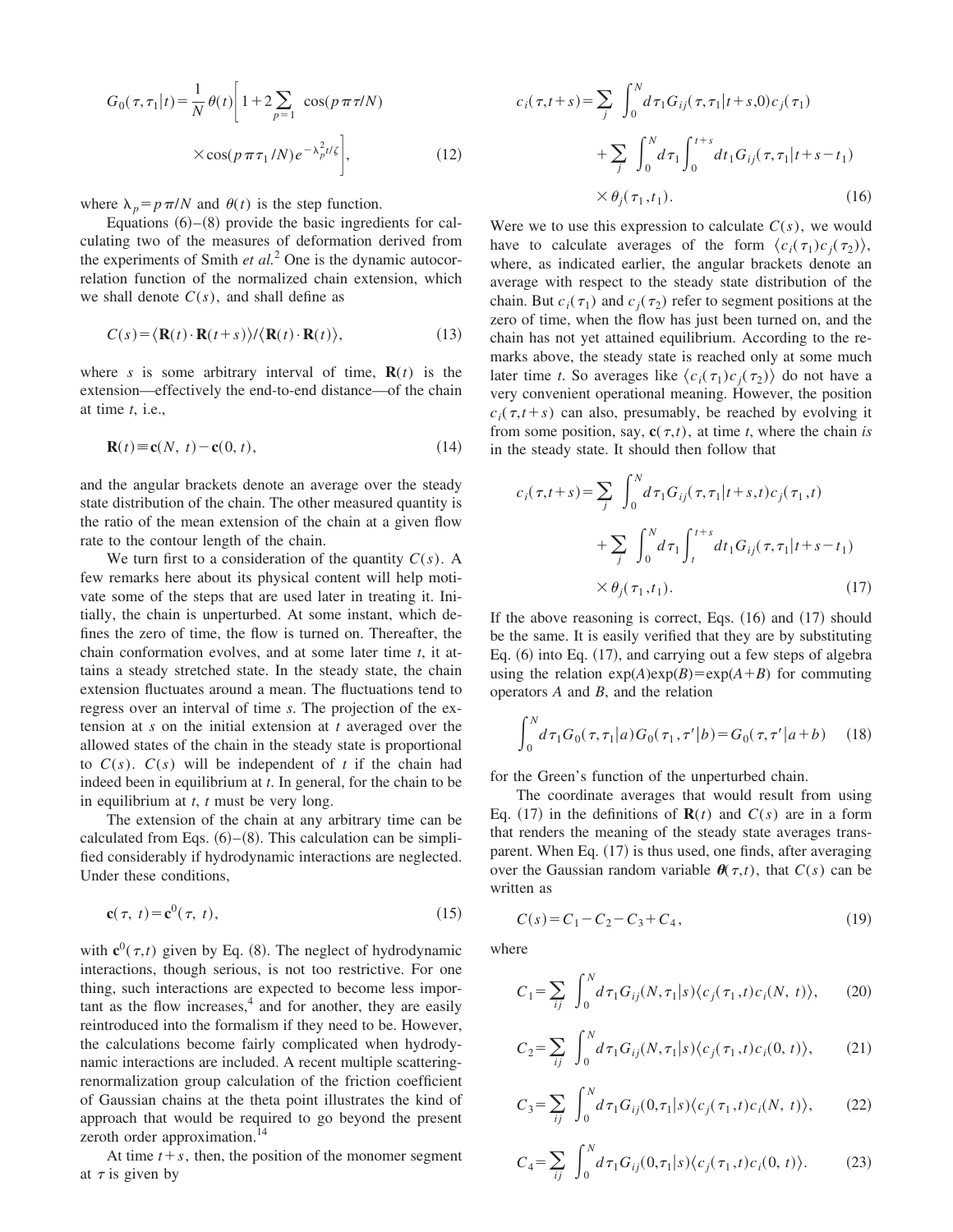$$G_0(\tau,\tau_1|t) = \frac{1}{N}\theta(t)\left[1 + 2\sum_{p=1}\cos(p\pi\tau/N) \times \cos(p\pi\tau_1/N)e^{-\lambda_p^2 t/\zeta}\right], \tag{12}$$

where $\lambda_p = p\pi/N$ and $\theta(t)$ is the step function.

Equations (6)–(8) provide the basic ingredients for calculating two of the measures of deformation derived from the experiments of Smith *et al.*[2] One is the dynamic autocorrelation function of the normalized chain extension, which we shall denote $C(s)$, and shall define as

$$C(s) = \langle \mathbf{R}(t)\cdot\mathbf{R}(t+s)\rangle / \langle \mathbf{R}(t)\cdot\mathbf{R}(t)\rangle, \tag{13}$$

where $s$ is some arbitrary interval of time, $\mathbf{R}(t)$ is the extension—effectively the end-to-end distance—of the chain at time $t$, i.e.,

$$\mathbf{R}(t) \equiv \mathbf{c}(N,\ t) - \mathbf{c}(0,t), \tag{14}$$

and the angular brackets denote an average over the steady state distribution of the chain. The other measured quantity is the ratio of the mean extension of the chain at a given flow rate to the contour length of the chain.

We turn first to a consideration of the quantity $C(s)$. A few remarks here about its physical content will help motivate some of the steps that are used later in treating it. Initially, the chain is unperturbed. At some instant, which defines the zero of time, the flow is turned on. Thereafter, the chain conformation evolves, and at some later time $t$, it attains a steady stretched state. In the steady state, the chain extension fluctuates around a mean. The fluctuations tend to regress over an interval of time $s$. The projection of the extension at $s$ on the initial extension at $t$ averaged over the allowed states of the chain in the steady state is proportional to $C(s)$. $C(s)$ will be independent of $t$ if the chain had indeed been in equilibrium at $t$. In general, for the chain to be in equilibrium at $t$, $t$ must be very long.

The extension of the chain at any arbitrary time can be calculated from Eqs. (6)–(8). This calculation can be simplified considerably if hydrodynamic interactions are neglected. Under these conditions,

$$\mathbf{c}(\tau,\ t) = \mathbf{c}^0(\tau,\ t), \tag{15}$$

with $\mathbf{c}^0(\tau,t)$ given by Eq. (8). The neglect of hydrodynamic interactions, though serious, is not too restrictive. For one thing, such interactions are expected to become less important as the flow increases,[4] and for another, they are easily reintroduced into the formalism if they need to be. However, the calculations become fairly complicated when hydrodynamic interactions are included. A recent multiple scattering-renormalization group calculation of the friction coefficient of Gaussian chains at the theta point illustrates the kind of approach that would be required to go beyond the present zeroth order approximation.[14]

At time $t+s$, then, the position of the monomer segment at $\tau$ is given by

$$c_i(\tau,t+s) = \sum_j \int_0^N d\tau_1 G_{ij}(\tau,\tau_1|t+s,0)c_j(\tau_1) + \sum_j \int_0^N d\tau_1 \int_0^{t+s} dt_1 G_{ij}(\tau,\tau_1|t+s-t_1) \times \theta_j(\tau_1,t_1). \tag{16}$$

Were we to use this expression to calculate $C(s)$, we would have to calculate averages of the form $\langle c_i(\tau_1)c_j(\tau_2)\rangle$, where, as indicated earlier, the angular brackets denote an average with respect to the steady state distribution of the chain. But $c_i(\tau_1)$ and $c_j(\tau_2)$ refer to segment positions at the zero of time, when the flow has just been turned on, and the chain has not yet attained equilibrium. According to the remarks above, the steady state is reached only at some much later time $t$. So averages like $\langle c_i(\tau_1)c_j(\tau_2)\rangle$ do not have a very convenient operational meaning. However, the position $c_i(\tau,t+s)$ can also, presumably, be reached by evolving it from some position, say, $\mathbf{c}(\tau,t)$, at time $t$, where the chain *is* in the steady state. It should then follow that

$$c_i(\tau,t+s) = \sum_j \int_0^N d\tau_1 G_{ij}(\tau,\tau_1|t+s,t)c_j(\tau_1,t) + \sum_j \int_0^N d\tau_1 \int_t^{t+s} dt_1 G_{ij}(\tau,\tau_1|t+s-t_1) \times \theta_j(\tau_1,t_1). \tag{17}$$

If the above reasoning is correct, Eqs. (16) and (17) should be the same. It is easily verified that they are by substituting Eq. (6) into Eq. (17), and carrying out a few steps of algebra using the relation $\exp(A)\exp(B)=\exp(A+B)$ for commuting operators $A$ and $B$, and the relation

$$\int_0^N d\tau_1 G_0(\tau,\tau_1|a)G_0(\tau_1,\tau'|b) = G_0(\tau,\tau'|a+b) \tag{18}$$

for the Green's function of the unperturbed chain.

The coordinate averages that would result from using Eq. (17) in the definitions of $\mathbf{R}(t)$ and $C(s)$ are in a form that renders the meaning of the steady state averages transparent. When Eq. (17) is thus used, one finds, after averaging over the Gaussian random variable $\boldsymbol{\theta}(\tau,t)$, that $C(s)$ can be written as

$$C(s) = C_1 - C_2 - C_3 + C_4, \tag{19}$$

where

$$C_1 = \sum_{ij}\int_0^N d\tau_1 G_{ij}(N,\tau_1|s)\langle c_j(\tau_1,t)c_i(N,\ t)\rangle, \tag{20}$$

$$C_2 = \sum_{ij}\int_0^N d\tau_1 G_{ij}(N,\tau_1|s)\langle c_j(\tau_1,t)c_i(0,\ t)\rangle, \tag{21}$$

$$C_3 = \sum_{ij}\int_0^N d\tau_1 G_{ij}(0,\tau_1|s)\langle c_j(\tau_1,t)c_i(N,\ t)\rangle, \tag{22}$$

$$C_4 = \sum_{ij}\int_0^N d\tau_1 G_{ij}(0,\tau_1|s)\langle c_j(\tau_1,t)c_i(0,\ t)\rangle. \tag{23}$$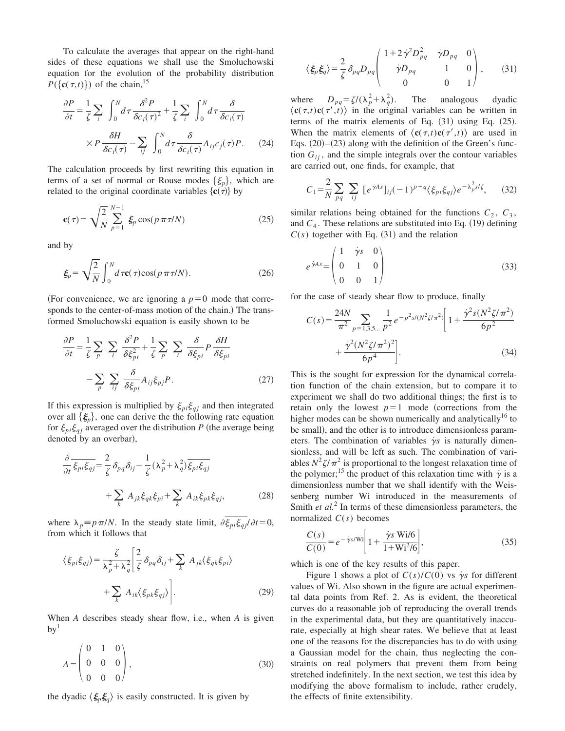To calculate the averages that appear on the right-hand sides of these equations we shall use the Smoluchowski equation for the evolution of the probability distribution $P(\{\mathbf{c}(\tau,t)\})$ of the chain,[15]

$$\frac{\partial P}{\partial t}=\frac{1}{\zeta}\sum_i \int_0^N d\tau \frac{\delta^2 P}{\delta c_i(\tau)^2}+\frac{1}{\zeta}\sum_i \int_0^N d\tau \frac{\delta}{\delta c_i(\tau)} \times P\frac{\delta H}{\delta c_i(\tau)}-\sum_{ij}\int_0^N d\tau \frac{\delta}{\delta c_i(\tau)}A_{ij}c_j(\tau)P. \tag{24}$$

The calculation proceeds by first rewriting this equation in terms of a set of normal or Rouse modes $\{\xi_p\}$, which are related to the original coordinate variables $\{\mathbf{c}(\tau)\}$ by

$$\mathbf{c}(\tau)=\sqrt{\frac{2}{N}}\sum_{p=1}^{N-1}\boldsymbol{\xi}_p\cos(p\pi\tau/N) \tag{25}$$

and by

$$\boldsymbol{\xi}_p=\sqrt{\frac{2}{N}}\int_0^N d\tau \mathbf{c}(\tau)\cos(p\pi\tau/N). \tag{26}$$

(For convenience, we are ignoring a $p=0$ mode that corresponds to the center-of-mass motion of the chain.) The transformed Smoluchowski equation is easily shown to be

$$\frac{\partial P}{\partial t}=\frac{1}{\zeta}\sum_p\sum_i \frac{\delta^2 P}{\delta \xi_{pi}^2}+\frac{1}{\zeta}\sum_p\sum_i \frac{\delta}{\delta \xi_{pi}}P\frac{\delta H}{\delta \xi_{pi}}-\sum_p\sum_{ij}\frac{\delta}{\delta \xi_{pi}}A_{ij}\xi_{pj}P. \tag{27}$$

If this expression is multiplied by $\xi_{pi}\xi_{qj}$ and then integrated over all $\{\boldsymbol{\xi}_p\}$, one can derive the the following rate equation for $\xi_{pi}\xi_{qj}$ averaged over the distribution $P$ (the average being denoted by an overbar),

$$\frac{\partial}{\partial t}\overline{\xi_{pi}\xi_{qj}}=\frac{2}{\zeta}\delta_{pq}\delta_{ij}-\frac{1}{\zeta}(\lambda_p^2+\lambda_q^2)\overline{\xi_{pi}\xi_{qj}}+\sum_k A_{jk}\overline{\xi_{qk}\xi_{pi}}+\sum_k A_{ik}\overline{\xi_{pk}\xi_{qj}}, \tag{28}$$

where $\lambda_p\equiv p\pi/N$. In the steady state limit, $\partial\overline{\xi_{pi}\xi_{qj}}/\partial t=0$, from which it follows that

$$\langle\xi_{pi}\xi_{qj}\rangle=\frac{\zeta}{\lambda_p^2+\lambda_q^2}\left[\frac{2}{\zeta}\delta_{pq}\delta_{ij}+\sum_k A_{jk}\langle\xi_{qk}\xi_{pi}\rangle+\sum_k A_{ik}\langle\xi_{pk}\xi_{qj}\rangle\right]. \tag{29}$$

When $A$ describes steady shear flow, i.e., when $A$ is given by[1]

$$A=\begin{pmatrix}0&1&0\\0&0&0\\0&0&0\end{pmatrix}, \tag{30}$$

the dyadic $\langle\boldsymbol{\xi}_p\boldsymbol{\xi}_q\rangle$ is easily constructed. It is given by

$$\langle\boldsymbol{\xi}_p\boldsymbol{\xi}_q\rangle=\frac{2}{\zeta}\delta_{pq}D_{pq}\begin{pmatrix}1+2\dot{\gamma}^2D_{pq}^2&\dot{\gamma}D_{pq}&0\\\dot{\gamma}D_{pq}&1&0\\0&0&1\end{pmatrix}, \tag{31}$$

where $D_{pq}=\zeta/(\lambda_p^2+\lambda_q^2)$. The analogous dyadic $\langle\mathbf{c}(\tau,t)\mathbf{c}(\tau',t)\rangle$ in the original variables can be written in terms of the matrix elements of Eq. (31) using Eq. (25). When the matrix elements of $\langle\mathbf{c}(\tau,t)\mathbf{c}(\tau',t)\rangle$ are used in Eqs. (20)–(23) along with the definition of the Green's function $G_{ij}$, and the simple integrals over the contour variables are carried out, one finds, for example, that

$$C_1=\frac{2}{N}\sum_{pq}\sum_{ij}[e^{\dot{\gamma}As}]_{ij}(-1)^{p+q}\langle\xi_{pi}\xi_{qj}\rangle e^{-\lambda_p^2 s/\zeta}, \tag{32}$$

similar relations being obtained for the functions $C_2$, $C_3$, and $C_4$. These relations are substituted into Eq. (19) defining $C(s)$ together with Eq. (31) and the relation

$$e^{\dot{\gamma}As}=\begin{pmatrix}1&\dot{\gamma}s&0\\0&1&0\\0&0&1\end{pmatrix} \tag{33}$$

for the case of steady shear flow to produce, finally

$$C(s)=\frac{24N}{\pi^2}\sum_{p=1,3,5\ldots}\frac{1}{p^2}e^{-p^2s/(N^2\zeta/\pi^2)}\left[1+\frac{\dot{\gamma}^2s(N^2\zeta/\pi^2)}{6p^2}+\frac{\dot{\gamma}^2(N^2\zeta/\pi^2)^2}{6p^4}\right]. \tag{34}$$

This is the sought for expression for the dynamical correlation function of the chain extension, but to compare it to experiment we shall do two additional things; the first is to retain only the lowest $p=1$ mode (corrections from the higher modes can be shown numerically and analytically[16] to be small), and the other is to introduce dimensionless parameters. The combination of variables $\dot{\gamma}s$ is naturally dimensionless, and will be left as such. The combination of variables $N^2\zeta/\pi^2$ is proportional to the longest relaxation time of the polymer;[15] the product of this relaxation time with $\dot{\gamma}$ is a dimensionless number that we shall identify with the Weissenberg number Wi introduced in the measurements of Smith *et al.*[2] In terms of these dimensionless parameters, the normalized $C(s)$ becomes

$$\frac{C(s)}{C(0)}=e^{-\dot{\gamma}s/\mathrm{Wi}}\left[1+\frac{\dot{\gamma}s\,\mathrm{Wi}/6}{1+\mathrm{Wi}^2/6}\right], \tag{35}$$

which is one of the key results of this paper.

Figure 1 shows a plot of $C(s)/C(0)$ vs $\dot{\gamma}s$ for different values of Wi. Also shown in the figure are actual experimental data points from Ref. 2. As is evident, the theoretical curves do a reasonable job of reproducing the overall trends in the experimental data, but they are quantitatively inaccurate, especially at high shear rates. We believe that at least one of the reasons for the discrepancies has to do with using a Gaussian model for the chain, thus neglecting the constraints on real polymers that prevent them from being stretched indefinitely. In the next section, we test this idea by modifying the above formalism to include, rather crudely, the effects of finite extensibility.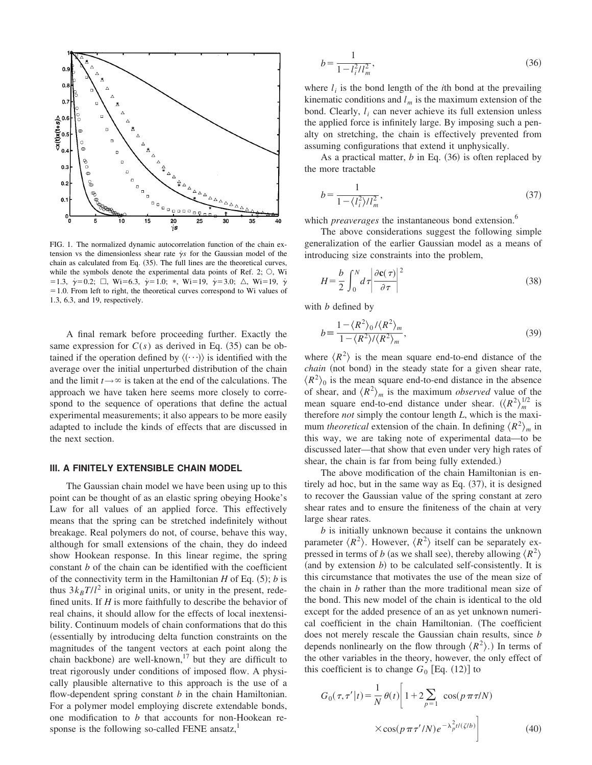FIG. 1. The normalized dynamic autocorrelation function of the chain extension vs the dimensionless shear rate $\dot{\gamma}s$ for the Gaussian model of the chain as calculated from Eq. (35). The full lines are the theoretical curves, while the symbols denote the experimental data points of Ref. 2; ○, Wi $=1.3$, $\dot{\gamma}=0.2$; □, Wi$=6.3$, $\dot{\gamma}=1.0$; *, Wi$=19$, $\dot{\gamma}=3.0$; △, Wi$=19$, $\dot{\gamma}=1.0$. From left to right, the theoretical curves correspond to Wi values of 1.3, 6.3, and 19, respectively.

A final remark before proceeding further. Exactly the same expression for $C(s)$ as derived in Eq. (35) can be obtained if the operation defined by $\langle\langle\cdots\rangle\rangle$ is identified with the average over the initial unperturbed distribution of the chain and the limit $t\to\infty$ is taken at the end of the calculations. The approach we have taken here seems more closely to correspond to the sequence of operations that define the actual experimental measurements; it also appears to be more easily adapted to include the kinds of effects that are discussed in the next section.

## III. A FINITELY EXTENSIBLE CHAIN MODEL

The Gaussian chain model we have been using up to this point can be thought of as an elastic spring obeying Hooke's Law for all values of an applied force. This effectively means that the spring can be stretched indefinitely without breakage. Real polymers do not, of course, behave this way, although for small extensions of the chain, they do indeed show Hookean response. In this linear regime, the spring constant $b$ of the chain can be identified with the coefficient of the connectivity term in the Hamiltonian $H$ of Eq. (5); $b$ is thus $3k_BT/l^2$ in original units, or unity in the present, redefined units. If $H$ is more faithfully to describe the behavior of real chains, it should allow for the effects of local inextensibility. Continuum models of chain conformations that do this (essentially by introducing delta function constraints on the magnitudes of the tangent vectors at each point along the chain backbone) are well-known,[17] but they are difficult to treat rigorously under conditions of imposed flow. A physically plausible alternative to this approach is the use of a flow-dependent spring constant $b$ in the chain Hamiltonian. For a polymer model employing discrete extendable bonds, one modification to $b$ that accounts for non-Hookean response is the following so-called FENE ansatz,[1]

$$b=\frac{1}{1-l_i^2/l_m^2}, \tag{36}$$

where $l_i$ is the bond length of the $i$th bond at the prevailing kinematic conditions and $l_m$ is the maximum extension of the bond. Clearly, $l_i$ can never achieve its full extension unless the applied force is infinitely large. By imposing such a penalty on stretching, the chain is effectively prevented from assuming configurations that extend it unphysically.

As a practical matter, $b$ in Eq. (36) is often replaced by the more tractable

$$b=\frac{1}{1-\langle l_i^2\rangle/l_m^2}, \tag{37}$$

which *preaverages* the instantaneous bond extension.[6]

The above considerations suggest the following simple generalization of the earlier Gaussian model as a means of introducing size constraints into the problem,

$$H=\frac{b}{2}\int_0^N d\tau\left|\frac{\partial \mathbf{c}(\tau)}{\partial \tau}\right|^2 \tag{38}$$

with $b$ defined by

$$b\equiv\frac{1-\langle R^2\rangle_0/\langle R^2\rangle_m}{1-\langle R^2\rangle/\langle R^2\rangle_m}, \tag{39}$$

where $\langle R^2\rangle$ is the mean square end-to-end distance of the *chain* (not bond) in the steady state for a given shear rate, $\langle R^2\rangle_0$ is the mean square end-to-end distance in the absence of shear, and $\langle R^2\rangle_m$ is the maximum *observed* value of the mean square end-to-end distance under shear. ($\langle R^2\rangle_m^{1/2}$ is therefore *not* simply the contour length $L$, which is the maximum *theoretical* extension of the chain. In defining $\langle R^2\rangle_m$ in this way, we are taking note of experimental data—to be discussed later—that show that even under very high rates of shear, the chain is far from being fully extended.)

The above modification of the chain Hamiltonian is entirely ad hoc, but in the same way as Eq. (37), it is designed to recover the Gaussian value of the spring constant at zero shear rates and to ensure the finiteness of the chain at very large shear rates.

$b$ is initially unknown because it contains the unknown parameter $\langle R^2\rangle$. However, $\langle R^2\rangle$ itself can be separately expressed in terms of $b$ (as we shall see), thereby allowing $\langle R^2\rangle$ (and by extension $b$) to be calculated self-consistently. It is this circumstance that motivates the use of the mean size of the chain in $b$ rather than the more traditional mean size of the bond. This new model of the chain is identical to the old except for the added presence of an as yet unknown numerical coefficient in the chain Hamiltonian. (The coefficient does not merely rescale the Gaussian chain results, since $b$ depends nonlinearly on the flow through $\langle R^2\rangle$.) In terms of the other variables in the theory, however, the only effect of this coefficient is to change $G_0$ [Eq. (12)] to

$$G_0(\tau,\tau'|t)=\frac{1}{N}\theta(t)\left[1+2\sum_{p=1}\cos(p\pi\tau/N)\times\cos(p\pi\tau'/N)e^{-\lambda_p^2 t/(\zeta/b)}\right] \tag{40}$$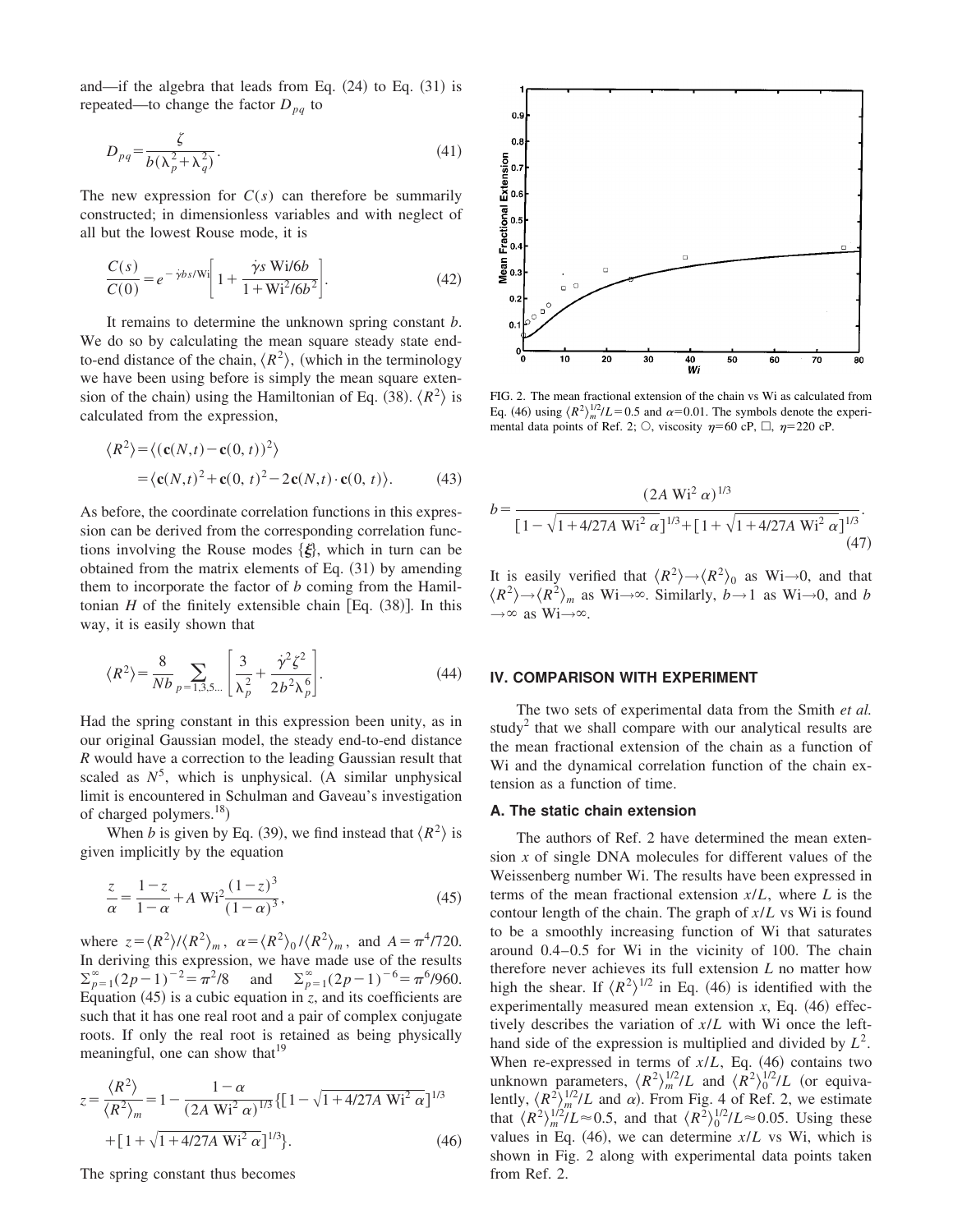and—if the algebra that leads from Eq. (24) to Eq. (31) is repeated—to change the factor $D_{pq}$ to

$$D_{pq}=\frac{\zeta}{b(\lambda_p^2+\lambda_q^2)}. \tag{41}$$

The new expression for $C(s)$ can therefore be summarily constructed; in dimensionless variables and with neglect of all but the lowest Rouse mode, it is

$$\frac{C(s)}{C(0)}=e^{-\dot{\gamma}bs/\mathrm{Wi}}\left[1+\frac{\dot{\gamma}s\,\mathrm{Wi}/6b}{1+\mathrm{Wi}^2/6b^2}\right]. \tag{42}$$

It remains to determine the unknown spring constant $b$. We do so by calculating the mean square steady state end-to-end distance of the chain, $\langle R^2\rangle$, (which in the terminology we have been using before is simply the mean square extension of the chain) using the Hamiltonian of Eq. (38). $\langle R^2\rangle$ is calculated from the expression,

$$\begin{aligned}\langle R^2\rangle&=\langle(\mathbf{c}(N,t)-\mathbf{c}(0,t))^2\rangle\\&=\langle\mathbf{c}(N,t)^2+\mathbf{c}(0,t)^2-2\mathbf{c}(N,t)\cdot\mathbf{c}(0,t)\rangle.\end{aligned} \tag{43}$$

As before, the coordinate correlation functions in this expression can be derived from the corresponding correlation functions involving the Rouse modes $\{\xi\}$, which in turn can be obtained from the matrix elements of Eq. (31) by amending them to incorporate the factor of $b$ coming from the Hamiltonian $H$ of the finitely extensible chain [Eq. (38)]. In this way, it is easily shown that

$$\langle R^2\rangle=\frac{8}{Nb}\sum_{p=1,3,5\ldots}\left[\frac{3}{\lambda_p^2}+\frac{\dot{\gamma}^2\zeta^2}{2b^2\lambda_p^6}\right]. \tag{44}$$

Had the spring constant in this expression been unity, as in our original Gaussian model, the steady end-to-end distance $R$ would have a correction to the leading Gaussian result that scaled as $N^5$, which is unphysical. (A similar unphysical limit is encountered in Schulman and Gaveau's investigation of charged polymers.[18])

When $b$ is given by Eq. (39), we find instead that $\langle R^2\rangle$ is given implicitly by the equation

$$\frac{z}{\alpha}=\frac{1-z}{1-\alpha}+A\,\mathrm{Wi}^2\frac{(1-z)^3}{(1-\alpha)^3}, \tag{45}$$

where $z=\langle R^2\rangle/\langle R^2\rangle_m$, $\alpha=\langle R^2\rangle_0/\langle R^2\rangle_m$, and $A=\pi^4/720$. In deriving this expression, we have made use of the results $\sum_{p=1}^{\infty}(2p-1)^{-2}=\pi^2/8$ and $\sum_{p=1}^{\infty}(2p-1)^{-6}=\pi^6/960$. Equation (45) is a cubic equation in $z$, and its coefficients are such that it has one real root and a pair of complex conjugate roots. If only the real root is retained as being physically meaningful, one can show that[19]

$$\begin{aligned}z=\frac{\langle R^2\rangle}{\langle R^2\rangle_m}=1-\frac{1-\alpha}{(2A\,\mathrm{Wi}^2\,\alpha)^{1/3}}\{[1-\sqrt{1+4/27A\,\mathrm{Wi}^2\,\alpha}]^{1/3}\\+[1+\sqrt{1+4/27A\,\mathrm{Wi}^2\,\alpha}]^{1/3}\}.\end{aligned} \tag{46}$$

The spring constant thus becomes

FIG. 2. The mean fractional extension of the chain vs Wi as calculated from Eq. (46) using $\langle R^2\rangle_m^{1/2}/L=0.5$ and $\alpha=0.01$. The symbols denote the experimental data points of Ref. 2; ○, viscosity $\eta=60$ cP, □, $\eta=220$ cP.

$$b=\frac{(2A\,\mathrm{Wi}^2\,\alpha)^{1/3}}{[1-\sqrt{1+4/27A\,\mathrm{Wi}^2\,\alpha}]^{1/3}+[1+\sqrt{1+4/27A\,\mathrm{Wi}^2\,\alpha}]^{1/3}}. \tag{47}$$

It is easily verified that $\langle R^2\rangle\to\langle R^2\rangle_0$ as $\mathrm{Wi}\to 0$, and that $\langle R^2\rangle\to\langle R^2\rangle_m$ as $\mathrm{Wi}\to\infty$. Similarly, $b\to 1$ as $\mathrm{Wi}\to 0$, and $b\to\infty$ as $\mathrm{Wi}\to\infty$.

## IV. COMPARISON WITH EXPERIMENT

The two sets of experimental data from the Smith *et al.* study[2] that we shall compare with our analytical results are the mean fractional extension of the chain as a function of Wi and the dynamical correlation function of the chain extension as a function of time.

### A. The static chain extension

The authors of Ref. 2 have determined the mean extension $x$ of single DNA molecules for different values of the Weissenberg number Wi. The results have been expressed in terms of the mean fractional extension $x/L$, where $L$ is the contour length of the chain. The graph of $x/L$ vs Wi is found to be a smoothly increasing function of Wi that saturates around 0.4–0.5 for Wi in the vicinity of 100. The chain therefore never achieves its full extension $L$ no matter how high the shear. If $\langle R^2\rangle^{1/2}$ in Eq. (46) is identified with the experimentally measured mean extension $x$, Eq. (46) effectively describes the variation of $x/L$ with Wi once the left-hand side of the expression is multiplied and divided by $L^2$. When re-expressed in terms of $x/L$, Eq. (46) contains two unknown parameters, $\langle R^2\rangle_m^{1/2}/L$ and $\langle R^2\rangle_0^{1/2}/L$ (or equivalently, $\langle R^2\rangle_m^{1/2}/L$ and $\alpha$). From Fig. 4 of Ref. 2, we estimate that $\langle R^2\rangle_m^{1/2}/L\approx 0.5$, and that $\langle R^2\rangle_0^{1/2}/L\approx 0.05$. Using these values in Eq. (46), we can determine $x/L$ vs Wi, which is shown in Fig. 2 along with experimental data points taken from Ref. 2.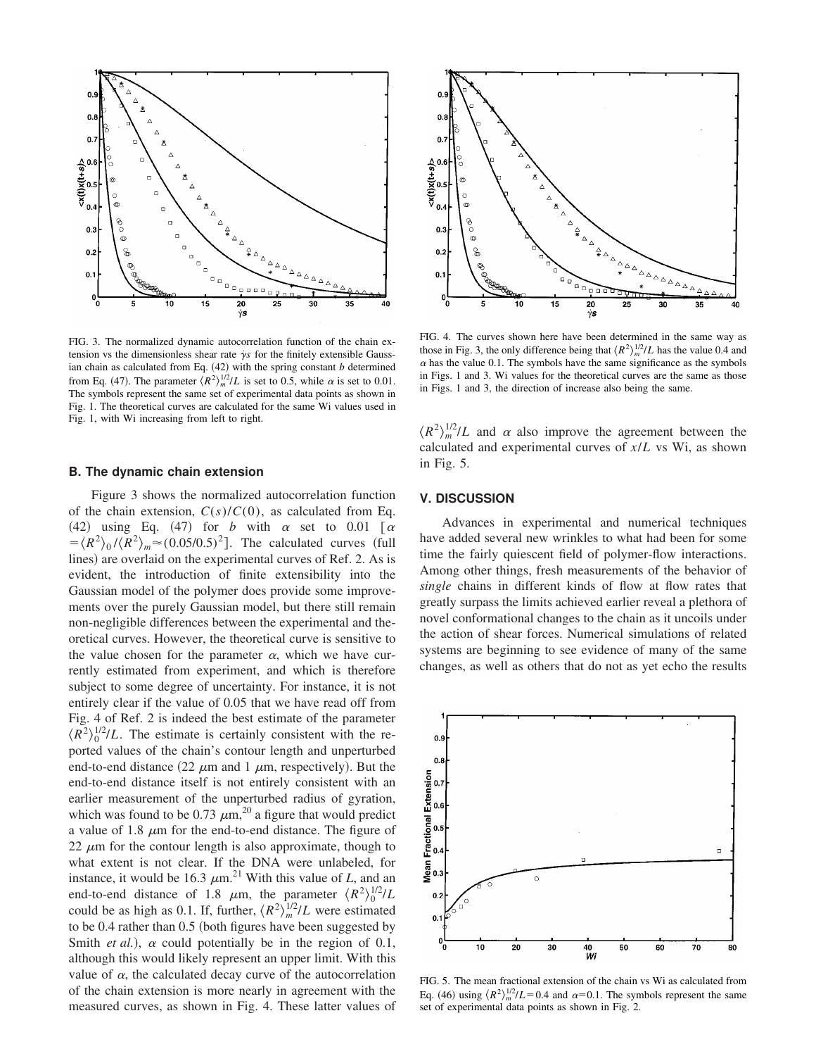FIG. 3. The normalized dynamic autocorrelation function of the chain extension vs the dimensionless shear rate $\dot{\gamma}s$ for the finitely extensible Gaussian chain as calculated from Eq. (42) with the spring constant $b$ determined from Eq. (47). The parameter $\langle R^2 \rangle_m^{1/2}/L$ is set to 0.5, while $\alpha$ is set to 0.01. The symbols represent the same set of experimental data points as shown in Fig. 1. The theoretical curves are calculated for the same Wi values used in Fig. 1, with Wi increasing from left to right.

FIG. 4. The curves shown here have been determined in the same way as those in Fig. 3, the only difference being that $\langle R^2 \rangle_m^{1/2}/L$ has the value 0.4 and $\alpha$ has the value 0.1. The symbols have the same significance as the symbols in Figs. 1 and 3. Wi values for the theoretical curves are the same as those in Figs. 1 and 3, the direction of increase also being the same.

### B. The dynamic chain extension

Figure 3 shows the normalized autocorrelation function of the chain extension, $C(s)/C(0)$, as calculated from Eq. (42) using Eq. (47) for $b$ with $\alpha$ set to 0.01 [$\alpha = \langle R^2 \rangle_0 / \langle R^2 \rangle_m \approx (0.05/0.5)^2$]. The calculated curves (full lines) are overlaid on the experimental curves of Ref. 2. As is evident, the introduction of finite extensibility into the Gaussian model of the polymer does provide some improvements over the purely Gaussian model, but there still remain non-negligible differences between the experimental and theoretical curves. However, the theoretical curve is sensitive to the value chosen for the parameter $\alpha$, which we have currently estimated from experiment, and which is therefore subject to some degree of uncertainty. For instance, it is not entirely clear if the value of 0.05 that we have read off from Fig. 4 of Ref. 2 is indeed the best estimate of the parameter $\langle R^2 \rangle_0^{1/2}/L$. The estimate is certainly consistent with the reported values of the chain's contour length and unperturbed end-to-end distance (22 $\mu$m and 1 $\mu$m, respectively). But the end-to-end distance itself is not entirely consistent with an earlier measurement of the unperturbed radius of gyration, which was found to be 0.73 $\mu$m,[20] a figure that would predict a value of 1.8 $\mu$m for the end-to-end distance. The figure of 22 $\mu$m for the contour length is also approximate, though to what extent is not clear. If the DNA were unlabeled, for instance, it would be 16.3 $\mu$m.[21] With this value of $L$, and an end-to-end distance of 1.8 $\mu$m, the parameter $\langle R^2 \rangle_0^{1/2}/L$ could be as high as 0.1. If, further, $\langle R^2 \rangle_m^{1/2}/L$ were estimated to be 0.4 rather than 0.5 (both figures have been suggested by Smith *et al.*), $\alpha$ could potentially be in the region of 0.1, although this would likely represent an upper limit. With this value of $\alpha$, the calculated decay curve of the autocorrelation of the chain extension is more nearly in agreement with the measured curves, as shown in Fig. 4. These latter values of $\langle R^2 \rangle_m^{1/2}/L$ and $\alpha$ also improve the agreement between the calculated and experimental curves of $x/L$ vs Wi, as shown in Fig. 5.

## V. DISCUSSION

Advances in experimental and numerical techniques have added several new wrinkles to what had been for some time the fairly quiescent field of polymer-flow interactions. Among other things, fresh measurements of the behavior of *single* chains in different kinds of flow at flow rates that greatly surpass the limits achieved earlier reveal a plethora of novel conformational changes to the chain as it uncoils under the action of shear forces. Numerical simulations of related systems are beginning to see evidence of many of the same changes, as well as others that do not as yet echo the results

FIG. 5. The mean fractional extension of the chain vs Wi as calculated from Eq. (46) using $\langle R^2 \rangle_m^{1/2}/L = 0.4$ and $\alpha = 0.1$. The symbols represent the same set of experimental data points as shown in Fig. 2.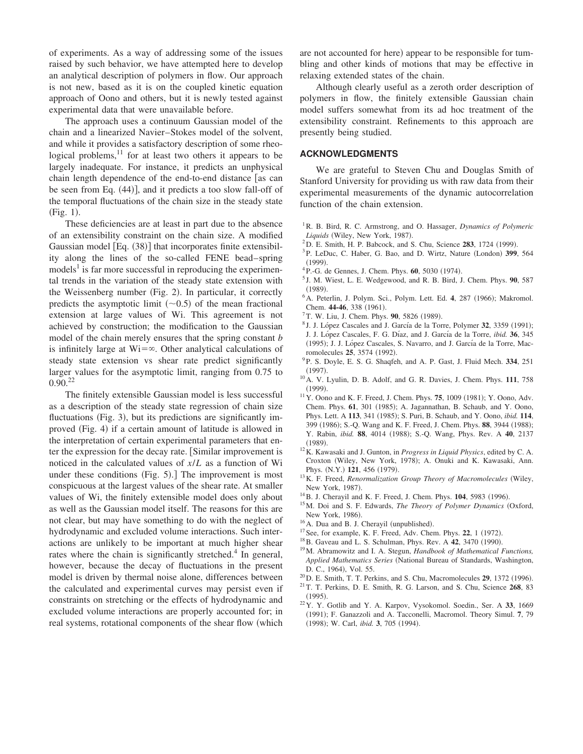of experiments. As a way of addressing some of the issues raised by such behavior, we have attempted here to develop an analytical description of polymers in flow. Our approach is not new, based as it is on the coupled kinetic equation approach of Oono and others, but it is newly tested against experimental data that were unavailable before.

The approach uses a continuum Gaussian model of the chain and a linearized Navier–Stokes model of the solvent, and while it provides a satisfactory description of some rheological problems,[11] for at least two others it appears to be largely inadequate. For instance, it predicts an unphysical chain length dependence of the end-to-end distance [as can be seen from Eq. (44)], and it predicts a too slow fall-off of the temporal fluctuations of the chain size in the steady state (Fig. 1).

These deficiencies are at least in part due to the absence of an extensibility constraint on the chain size. A modified Gaussian model [Eq. (38)] that incorporates finite extensibility along the lines of the so-called FENE bead–spring models[1] is far more successful in reproducing the experimental trends in the variation of the steady state extension with the Weissenberg number (Fig. 2). In particular, it correctly predicts the asymptotic limit ($\sim$0.5) of the mean fractional extension at large values of Wi. This agreement is not achieved by construction; the modification to the Gaussian model of the chain merely ensures that the spring constant $b$ is infinitely large at Wi$=\infty$. Other analytical calculations of steady state extension vs shear rate predict significantly larger values for the asymptotic limit, ranging from 0.75 to 0.90.[22]

The finitely extensible Gaussian model is less successful as a description of the steady state regression of chain size fluctuations (Fig. 3), but its predictions are significantly improved (Fig. 4) if a certain amount of latitude is allowed in the interpretation of certain experimental parameters that enter the expression for the decay rate. [Similar improvement is noticed in the calculated values of $x/L$ as a function of Wi under these conditions (Fig. 5).] The improvement is most conspicuous at the largest values of the shear rate. At smaller values of Wi, the finitely extensible model does only about as well as the Gaussian model itself. The reasons for this are not clear, but may have something to do with the neglect of hydrodynamic and excluded volume interactions. Such interactions are unlikely to be important at much higher shear rates where the chain is significantly stretched.[4] In general, however, because the decay of fluctuations in the present model is driven by thermal noise alone, differences between the calculated and experimental curves may persist even if constraints on stretching or the effects of hydrodynamic and excluded volume interactions are properly accounted for; in real systems, rotational components of the shear flow (which are not accounted for here) appear to be responsible for tumbling and other kinds of motions that may be effective in relaxing extended states of the chain.

Although clearly useful as a zeroth order description of polymers in flow, the finitely extensible Gaussian chain model suffers somewhat from its ad hoc treatment of the extensibility constraint. Refinements to this approach are presently being studied.

## ACKNOWLEDGMENTS

We are grateful to Steven Chu and Douglas Smith of Stanford University for providing us with raw data from their experimental measurements of the dynamic autocorrelation function of the chain extension.

1. R. B. Bird, R. C. Armstrong, and O. Hassager, *Dynamics of Polymeric Liquids* (Wiley, New York, 1987).
2. D. E. Smith, H. P. Babcock, and S. Chu, Science **283**, 1724 (1999).
3. P. LeDuc, C. Haber, G. Bao, and D. Wirtz, Nature (London) **399**, 564 (1999).
4. P.-G. de Gennes, J. Chem. Phys. **60**, 5030 (1974).
5. J. M. Wiest, L. E. Wedgewood, and R. B. Bird, J. Chem. Phys. **90**, 587 (1989).
6. A. Peterlin, J. Polym. Sci., Polym. Lett. Ed. **4**, 287 (1966); Makromol. Chem. **44-46**, 338 (1961).
7. T. W. Liu, J. Chem. Phys. **90**, 5826 (1989).
8. J. J. López Cascales and J. García de la Torre, Polymer **32**, 3359 (1991); J. J. López Cascales, F. G. Díaz, and J. García de la Torre, *ibid.* **36**, 345 (1995); J. J. López Cascales, S. Navarro, and J. García de la Torre, Macromolecules **25**, 3574 (1992).
9. P. S. Doyle, E. S. G. Shaqfeh, and A. P. Gast, J. Fluid Mech. **334**, 251 (1997).
10. A. V. Lyulin, D. B. Adolf, and G. R. Davies, J. Chem. Phys. **111**, 758 (1999).
11. Y. Oono and K. F. Freed, J. Chem. Phys. **75**, 1009 (1981); Y. Oono, Adv. Chem. Phys. **61**, 301 (1985); A. Jagannathan, B. Schaub, and Y. Oono, Phys. Lett. A **113**, 341 (1985); S. Puri, B. Schaub, and Y. Oono, *ibid.* **114**, 399 (1986); S.-Q. Wang and K. F. Freed, J. Chem. Phys. **88**, 3944 (1988); Y. Rabin, *ibid.* **88**, 4014 (1988); S.-Q. Wang, Phys. Rev. A **40**, 2137 (1989).
12. K. Kawasaki and J. Gunton, in *Progress in Liquid Physics*, edited by C. A. Croxton (Wiley, New York, 1978); A. Onuki and K. Kawasaki, Ann. Phys. (N.Y.) **121**, 456 (1979).
13. K. F. Freed, *Renormalization Group Theory of Macromolecules* (Wiley, New York, 1987).
14. B. J. Cherayil and K. F. Freed, J. Chem. Phys. **104**, 5983 (1996).
15. M. Doi and S. F. Edwards, *The Theory of Polymer Dynamics* (Oxford, New York, 1986).
16. A. Dua and B. J. Cherayil (unpublished).
17. See, for example, K. F. Freed, Adv. Chem. Phys. **22**, 1 (1972).
18. B. Gaveau and L. S. Schulman, Phys. Rev. A **42**, 3470 (1990).
19. M. Abramowitz and I. A. Stegun, *Handbook of Mathematical Functions, Applied Mathematics Series* (National Bureau of Standards, Washington, D. C., 1964), Vol. 55.
20. D. E. Smith, T. T. Perkins, and S. Chu, Macromolecules **29**, 1372 (1996).
21. T. T. Perkins, D. E. Smith, R. G. Larson, and S. Chu, Science **268**, 83 (1995).
22. Y. Y. Gotlib and Y. A. Karpov, Vysokomol. Soedin., Ser. A **33**, 1669 (1991); F. Ganazzoli and A. Tacconelli, Macromol. Theory Simul. **7**, 79 (1998); W. Carl, *ibid.* **3**, 705 (1994).